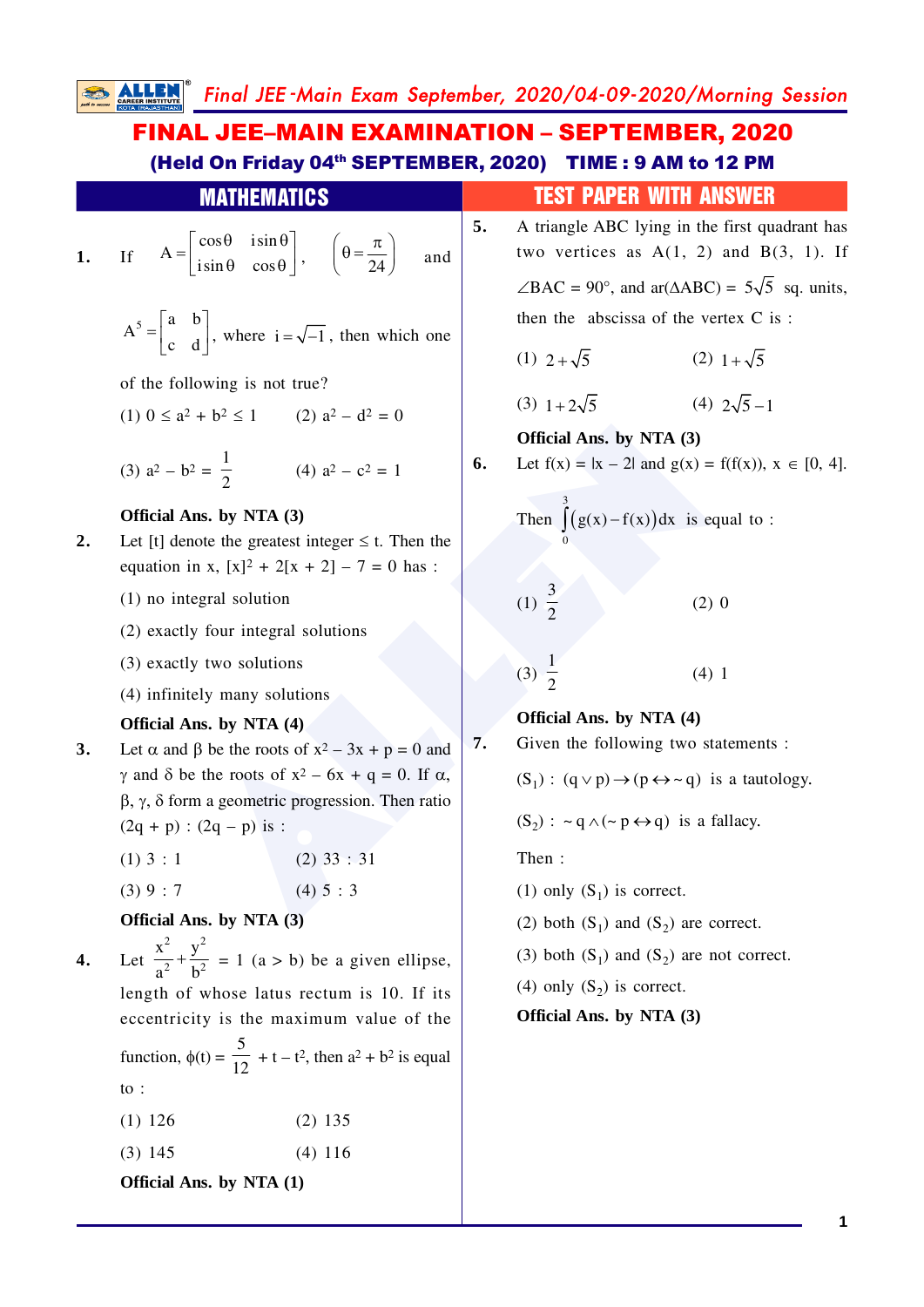# FINAL JEE–MAIN EXAMINATION – SEPTEMBER, 2020

**(Held On Friday 04th SEPTEMBER, 2020) TIME : 9 AM to 12 PM**

## MATHEMATICS — TEST PAPER WITH ANSWER

**1.** If $A = \begin{bmatrix} \cos\theta & i\sin\theta \\ i\sin\theta & \cos\theta \end{bmatrix}$, $\left(\theta = \frac{\pi}{24}\right)$ and $A^5 = \begin{bmatrix} a & b \\ c & d \end{bmatrix}$, where $i = \sqrt{-1}$, then which one of the following is not true?

(1) $0 \le a^2 + b^2 \le 1$ (2) $a^2 - d^2 = 0$

(3) $a^2 - b^2 = \frac{1}{2}$ (4) $a^2 - c^2 = 1$

**Official Ans. by NTA (3)**

**2.** Let [t] denote the greatest integer $\le$ t. Then the equation in x, $[x]^2 + 2[x + 2] - 7 = 0$ has :

(1) no integral solution

(2) exactly four integral solutions

(3) exactly two solutions

(4) infinitely many solutions

**Official Ans. by NTA (4)**

**3.** Let $\alpha$ and $\beta$ be the roots of $x^2 - 3x + p = 0$ and $\gamma$ and $\delta$ be the roots of $x^2 - 6x + q = 0$. If $\alpha$, $\beta$, $\gamma$, $\delta$ form a geometric progression. Then ratio $(2q + p) : (2q - p)$ is :

(1) 3 : 1 (2) 33 : 31

(3) 9 : 7 (4) 5 : 3

**Official Ans. by NTA (3)**

**4.** Let $\frac{x^2}{a^2} + \frac{y^2}{b^2} = 1$ $(a > b)$ be a given ellipse, length of whose latus rectum is 10. If its eccentricity is the maximum value of the function, $\phi(t) = \frac{5}{12} + t - t^2$, then $a^2 + b^2$ is equal to :

(1) 126 (2) 135

(3) 145 (4) 116

**Official Ans. by NTA (1)**

**5.** A triangle ABC lying in the first quadrant has two vertices as A(1, 2) and B(3, 1). If $\angle BAC = 90°$, and $ar(\Delta ABC) = 5\sqrt{5}$ sq. units, then the abscissa of the vertex C is :

(1) $2 + \sqrt{5}$ (2) $1 + \sqrt{5}$

(3) $1 + 2\sqrt{5}$ (4) $2\sqrt{5} - 1$

**Official Ans. by NTA (3)**

**6.** Let $f(x) = |x - 2|$ and $g(x) = f(f(x))$, $x \in [0, 4]$.

Then $\int_0^3 (g(x) - f(x))dx$ is equal to :

(1) $\frac{3}{2}$ (2) 0

(3) $\frac{1}{2}$ (4) 1

**Official Ans. by NTA (4)**

**7.** Given the following two statements :

$(S_1)$ : $(q \vee p) \to (p \leftrightarrow \sim q)$ is a tautology.

$(S_2)$ : $\sim q \wedge (\sim p \leftrightarrow q)$ is a fallacy.

Then :

(1) only $(S_1)$ is correct.

(2) both $(S_1)$ and $(S_2)$ are correct.

(3) both $(S_1)$ and $(S_2)$ are not correct.

(4) only $(S_2)$ is correct.

**Official Ans. by NTA (3)**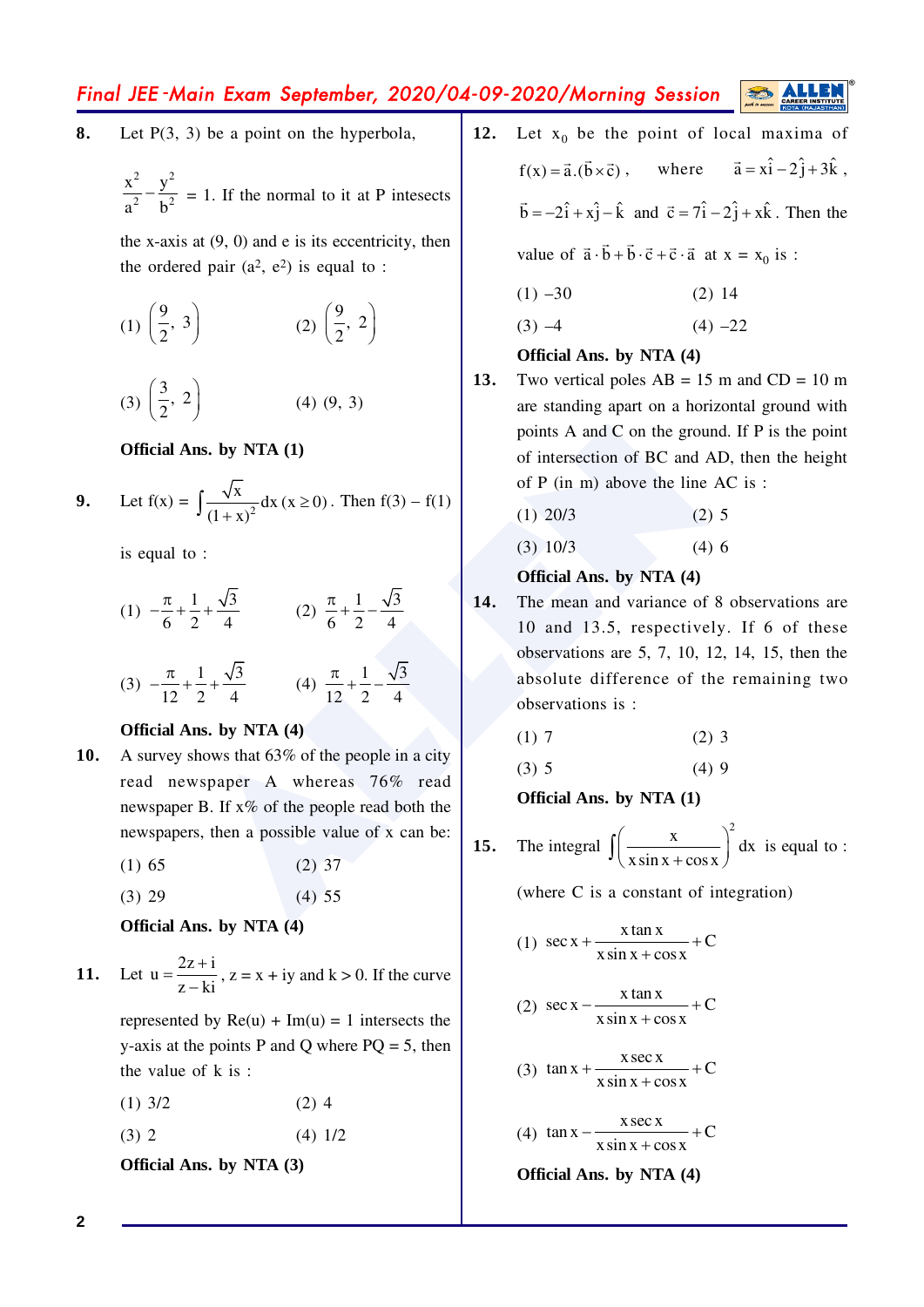**8.** Let P(3, 3) be a point on the hyperbola,

$\frac{x^2}{a^2} - \frac{y^2}{b^2} = 1$. If the normal to it at P intesects the x-axis at (9, 0) and e is its eccentricity, then the ordered pair $(a^2, e^2)$ is equal to :

(1) $\left(\frac{9}{2}, 3\right)$ (2) $\left(\frac{9}{2}, 2\right)$

(3) $\left(\frac{3}{2}, 2\right)$ (4) (9, 3)

**Official Ans. by NTA (1)**

**9.** Let f(x) = $\int \frac{\sqrt{x}}{(1+x)^2} dx \; (x \geq 0)$. Then f(3) – f(1) is equal to :

(1) $-\frac{\pi}{6} + \frac{1}{2} + \frac{\sqrt{3}}{4}$ (2) $\frac{\pi}{6} + \frac{1}{2} - \frac{\sqrt{3}}{4}$

(3) $-\frac{\pi}{12} + \frac{1}{2} + \frac{\sqrt{3}}{4}$ (4) $\frac{\pi}{12} + \frac{1}{2} - \frac{\sqrt{3}}{4}$

**Official Ans. by NTA (4)**

**10.** A survey shows that 63% of the people in a city read newspaper A whereas 76% read newspaper B. If x% of the people read both the newspapers, then a possible value of x can be:

(1) 65 (2) 37

(3) 29 (4) 55

**Official Ans. by NTA (4)**

**11.** Let $u = \frac{2z+i}{z-ki}$, z = x + iy and k > 0. If the curve represented by Re(u) + Im(u) = 1 intersects the y-axis at the points P and Q where PQ = 5, then the value of k is :

(1) 3/2 (2) 4

(3) 2 (4) 1/2

**Official Ans. by NTA (3)**

**12.** Let $x_0$ be the point of local maxima of $f(x) = \vec{a}.(\vec{b} \times \vec{c})$, where $\vec{a} = x\hat{i} - 2\hat{j} + 3\hat{k}$, $\vec{b} = -2\hat{i} + x\hat{j} - \hat{k}$ and $\vec{c} = 7\hat{i} - 2\hat{j} + x\hat{k}$. Then the value of $\vec{a}\cdot\vec{b} + \vec{b}\cdot\vec{c} + \vec{c}\cdot\vec{a}$ at x = $x_0$ is :

(1) –30 (2) 14

(3) –4 (4) –22

**Official Ans. by NTA (4)**

**13.** Two vertical poles AB = 15 m and CD = 10 m are standing apart on a horizontal ground with points A and C on the ground. If P is the point of intersection of BC and AD, then the height of P (in m) above the line AC is :

(1) 20/3 (2) 5

(3) 10/3 (4) 6

**Official Ans. by NTA (4)**

**14.** The mean and variance of 8 observations are 10 and 13.5, respectively. If 6 of these observations are 5, 7, 10, 12, 14, 15, then the absolute difference of the remaining two observations is :

(1) 7 (2) 3

(3) 5 (4) 9

**Official Ans. by NTA (1)**

**15.** The integral $\int \left(\frac{x}{x\sin x + \cos x}\right)^2 dx$ is equal to :

(where C is a constant of integration)

(1) $\sec x + \frac{x\tan x}{x\sin x + \cos x} + C$

(2) $\sec x - \frac{x\tan x}{x\sin x + \cos x} + C$

(3) $\tan x + \frac{x\sec x}{x\sin x + \cos x} + C$

(4) $\tan x - \frac{x\sec x}{x\sin x + \cos x} + C$

**Official Ans. by NTA (4)**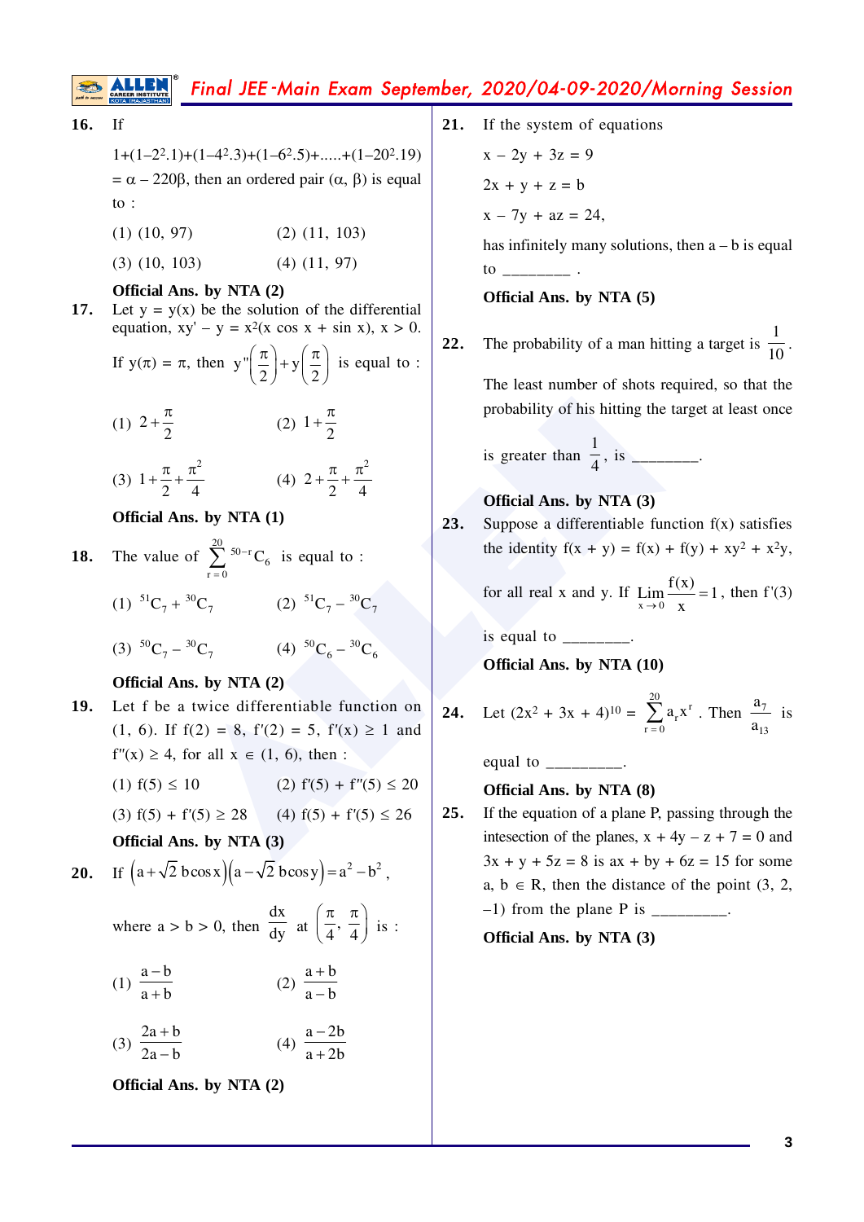**16.** If

$1+(1-2^2.1)+(1-4^2.3)+(1-6^2.5)+.....+(1-20^2.19)$ $= \alpha - 220\beta$, then an ordered pair $(\alpha, \beta)$ is equal to :

(1) (10, 97) (2) (11, 103)

(3) (10, 103) (4) (11, 97)

**Official Ans. by NTA (2)**

**17.** Let $y = y(x)$ be the solution of the differential equation, $xy' - y = x^2(x \cos x + \sin x)$, $x > 0$. If $y(\pi) = \pi$, then $y''\left(\frac{\pi}{2}\right) + y\left(\frac{\pi}{2}\right)$ is equal to :

(1) $2+\frac{\pi}{2}$ (2) $1+\frac{\pi}{2}$

(3) $1+\frac{\pi}{2}+\frac{\pi^2}{4}$ (4) $2+\frac{\pi}{2}+\frac{\pi^2}{4}$

**Official Ans. by NTA (1)**

**18.** The value of $\sum_{r=0}^{20} {}^{50-r}C_6$ is equal to :

(1) ${}^{51}C_7 + {}^{30}C_7$ (2) ${}^{51}C_7 - {}^{30}C_7$

(3) ${}^{50}C_7 - {}^{30}C_7$ (4) ${}^{50}C_6 - {}^{30}C_6$

**Official Ans. by NTA (2)**

**19.** Let f be a twice differentiable function on (1, 6). If $f(2) = 8$, $f'(2) = 5$, $f'(x) \geq 1$ and $f''(x) \geq 4$, for all $x \in (1, 6)$, then :

(1) $f(5) \leq 10$ (2) $f'(5) + f''(5) \leq 20$

(3) $f(5) + f'(5) \geq 28$ (4) $f(5) + f'(5) \leq 26$

**Official Ans. by NTA (3)**

**20.** If $\left(a+\sqrt{2}\, b\cos x\right)\left(a-\sqrt{2}\, b\cos y\right) = a^2 - b^2$, where $a > b > 0$, then $\frac{dx}{dy}$ at $\left(\frac{\pi}{4}, \frac{\pi}{4}\right)$ is :

(1) $\frac{a-b}{a+b}$ (2) $\frac{a+b}{a-b}$

(3) $\frac{2a+b}{2a-b}$ (4) $\frac{a-2b}{a+2b}$

**Official Ans. by NTA (2)**

**21.** If the system of equations

$x - 2y + 3z = 9$

$2x + y + z = b$

$x - 7y + az = 24$,

has infinitely many solutions, then $a - b$ is equal to ________ .

**Official Ans. by NTA (5)**

**22.** The probability of a man hitting a target is $\frac{1}{10}$. The least number of shots required, so that the probability of his hitting the target at least once is greater than $\frac{1}{4}$, is ________.

**Official Ans. by NTA (3)**

**23.** Suppose a differentiable function f(x) satisfies the identity $f(x + y) = f(x) + f(y) + xy^2 + x^2y$, for all real x and y. If $\lim_{x \to 0} \frac{f(x)}{x} = 1$, then $f'(3)$ is equal to ________.

**Official Ans. by NTA (10)**

**24.** Let $(2x^2 + 3x + 4)^{10} = \sum_{r=0}^{20} a_r x^r$. Then $\frac{a_7}{a_{13}}$ is equal to ________.

**Official Ans. by NTA (8)**

**25.** If the equation of a plane P, passing through the intesection of the planes, $x + 4y - z + 7 = 0$ and $3x + y + 5z = 8$ is $ax + by + 6z = 15$ for some $a, b \in R$, then the distance of the point (3, 2, –1) from the plane P is ________.

**Official Ans. by NTA (3)**